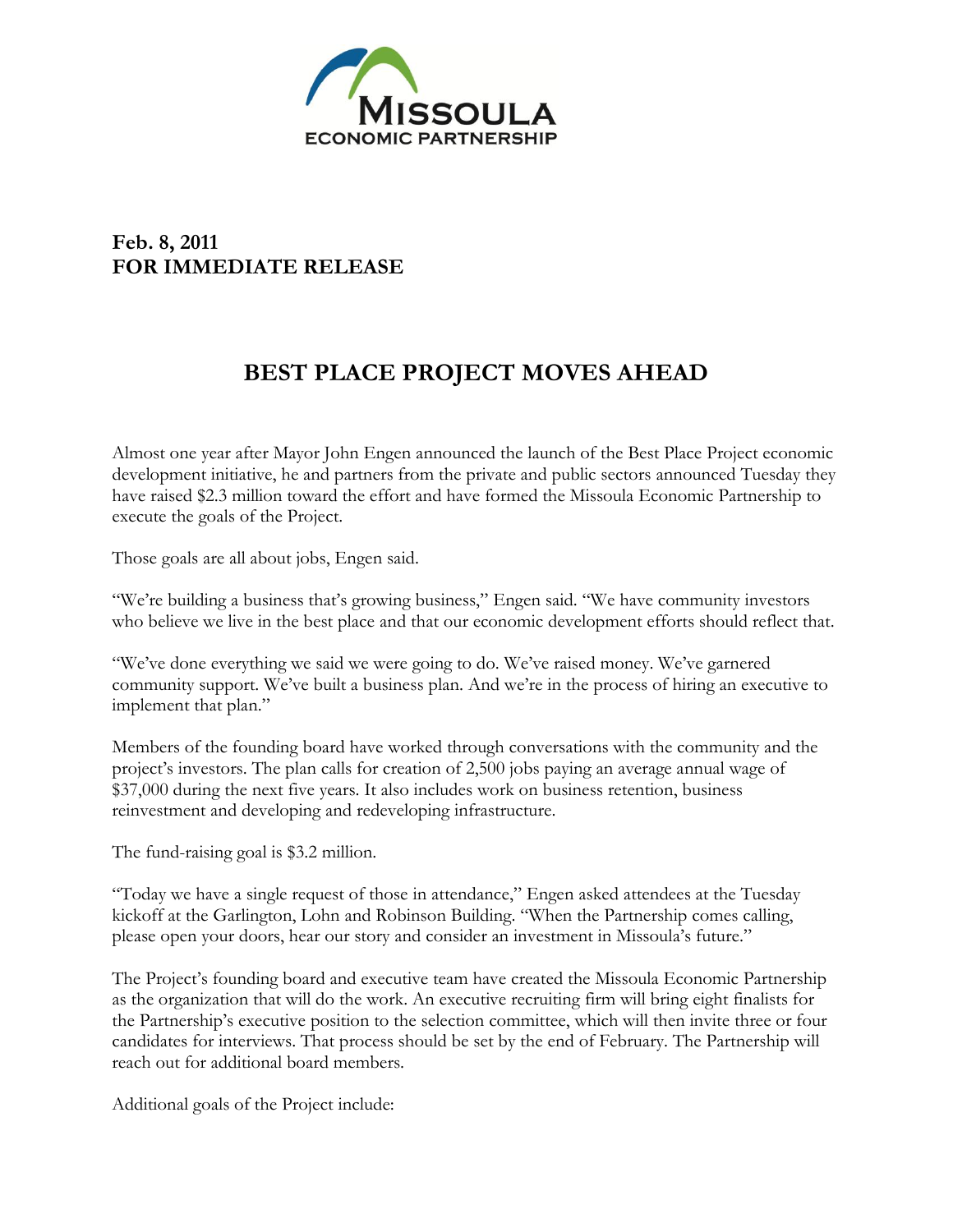MISSOULA ECONOMIC PARTNERSHIP

**Feb. 8, 2011**
**FOR IMMEDIATE RELEASE**

# BEST PLACE PROJECT MOVES AHEAD

Almost one year after Mayor John Engen announced the launch of the Best Place Project economic development initiative, he and partners from the private and public sectors announced Tuesday they have raised $2.3 million toward the effort and have formed the Missoula Economic Partnership to execute the goals of the Project.

Those goals are all about jobs, Engen said.

"We're building a business that's growing business," Engen said. "We have community investors who believe we live in the best place and that our economic development efforts should reflect that.

"We've done everything we said we were going to do. We've raised money. We've garnered community support. We've built a business plan. And we're in the process of hiring an executive to implement that plan."

Members of the founding board have worked through conversations with the community and the project's investors. The plan calls for creation of 2,500 jobs paying an average annual wage of $37,000 during the next five years. It also includes work on business retention, business reinvestment and developing and redeveloping infrastructure.

The fund-raising goal is $3.2 million.

"Today we have a single request of those in attendance," Engen asked attendees at the Tuesday kickoff at the Garlington, Lohn and Robinson Building. "When the Partnership comes calling, please open your doors, hear our story and consider an investment in Missoula's future."

The Project's founding board and executive team have created the Missoula Economic Partnership as the organization that will do the work. An executive recruiting firm will bring eight finalists for the Partnership's executive position to the selection committee, which will then invite three or four candidates for interviews. That process should be set by the end of February. The Partnership will reach out for additional board members.

Additional goals of the Project include: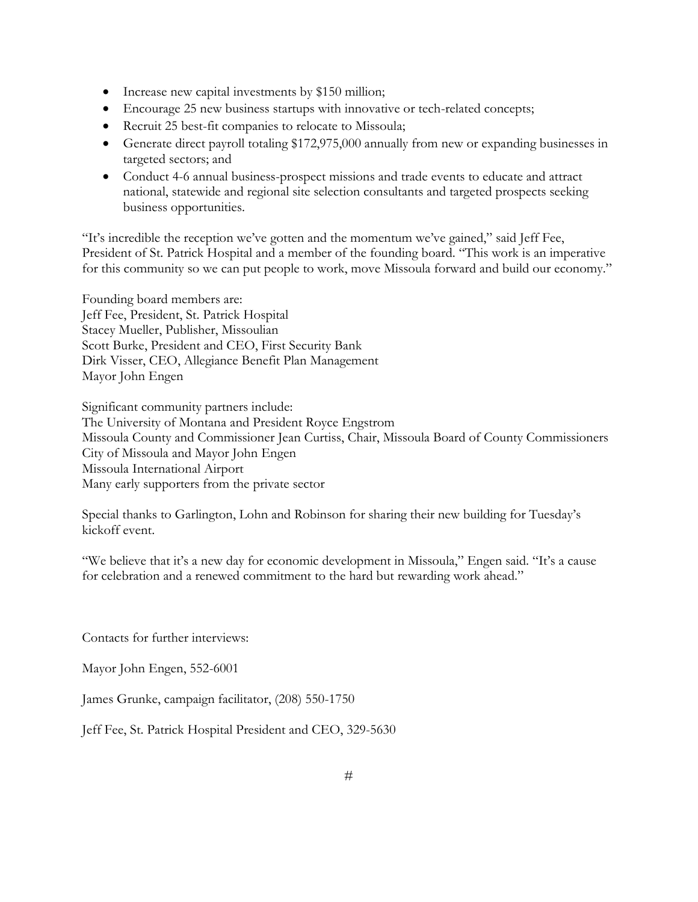- Increase new capital investments by $150 million;
- Encourage 25 new business startups with innovative or tech-related concepts;
- Recruit 25 best-fit companies to relocate to Missoula;
- Generate direct payroll totaling $172,975,000 annually from new or expanding businesses in targeted sectors; and
- Conduct 4-6 annual business-prospect missions and trade events to educate and attract national, statewide and regional site selection consultants and targeted prospects seeking business opportunities.

"It's incredible the reception we've gotten and the momentum we've gained," said Jeff Fee, President of St. Patrick Hospital and a member of the founding board. "This work is an imperative for this community so we can put people to work, move Missoula forward and build our economy."

Founding board members are:
Jeff Fee, President, St. Patrick Hospital
Stacey Mueller, Publisher, Missoulian
Scott Burke, President and CEO, First Security Bank
Dirk Visser, CEO, Allegiance Benefit Plan Management
Mayor John Engen

Significant community partners include:
The University of Montana and President Royce Engstrom
Missoula County and Commissioner Jean Curtiss, Chair, Missoula Board of County Commissioners
City of Missoula and Mayor John Engen
Missoula International Airport
Many early supporters from the private sector

Special thanks to Garlington, Lohn and Robinson for sharing their new building for Tuesday's kickoff event.

"We believe that it's a new day for economic development in Missoula," Engen said. "It's a cause for celebration and a renewed commitment to the hard but rewarding work ahead."

Contacts for further interviews:

Mayor John Engen, 552-6001

James Grunke, campaign facilitator, (208) 550-1750

Jeff Fee, St. Patrick Hospital President and CEO, 329-5630

#